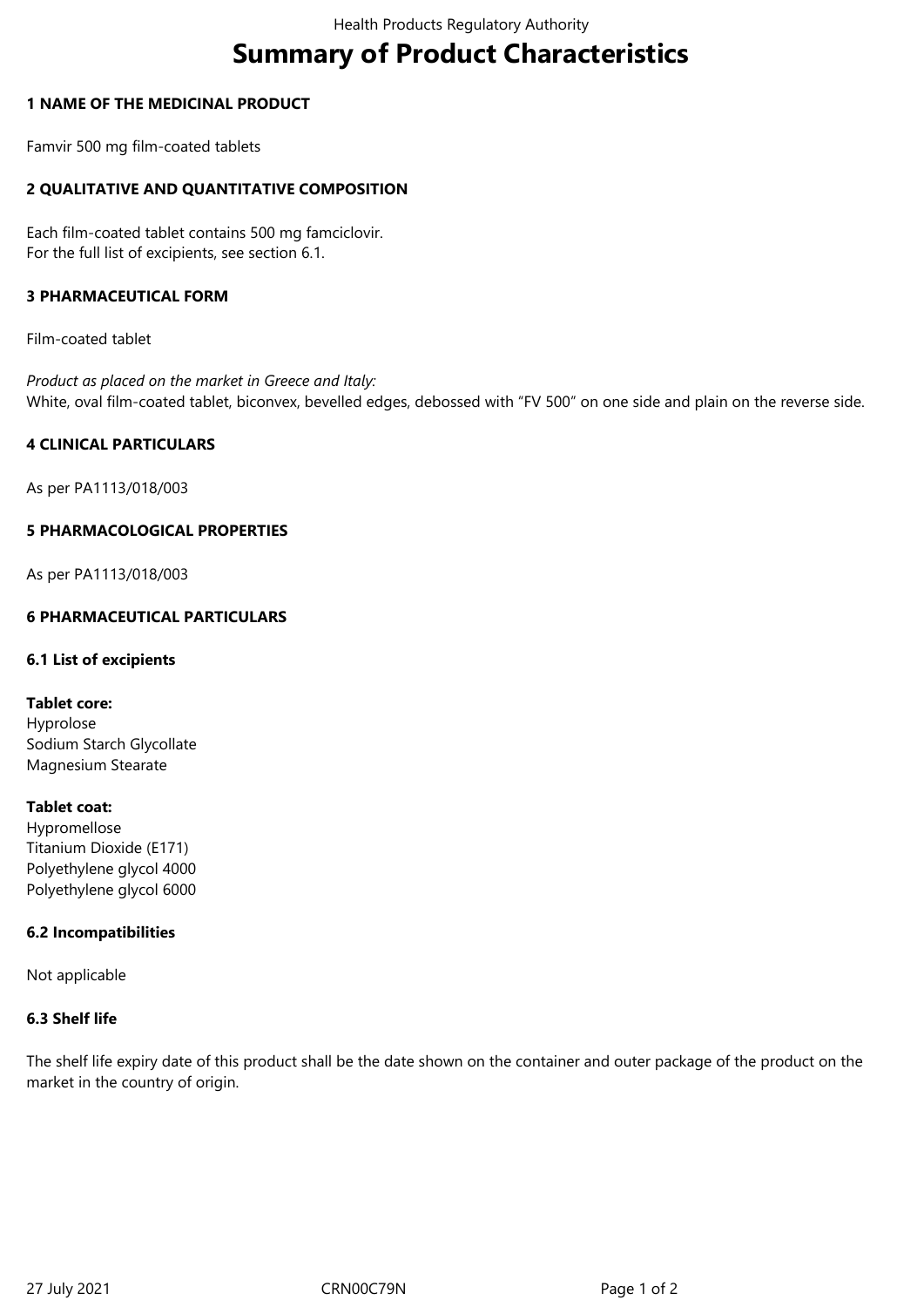# Summary of Product Characteristics

## 1 NAME OF THE MEDICINAL PRODUCT

Famvir 500 mg film-coated tablets

## 2 QUALITATIVE AND QUANTITATIVE COMPOSITION

Each film-coated tablet contains 500 mg famciclovir.
For the full list of excipients, see section 6.1.

## 3 PHARMACEUTICAL FORM

Film-coated tablet

*Product as placed on the market in Greece and Italy:*
White, oval film-coated tablet, biconvex, bevelled edges, debossed with “FV 500” on one side and plain on the reverse side.

## 4 CLINICAL PARTICULARS

As per PA1113/018/003

## 5 PHARMACOLOGICAL PROPERTIES

As per PA1113/018/003

## 6 PHARMACEUTICAL PARTICULARS

### 6.1 List of excipients

**Tablet core:**
Hyprolose
Sodium Starch Glycollate
Magnesium Stearate

**Tablet coat:**
Hypromellose
Titanium Dioxide (E171)
Polyethylene glycol 4000
Polyethylene glycol 6000

### 6.2 Incompatibilities

Not applicable

### 6.3 Shelf life

The shelf life expiry date of this product shall be the date shown on the container and outer package of the product on the market in the country of origin.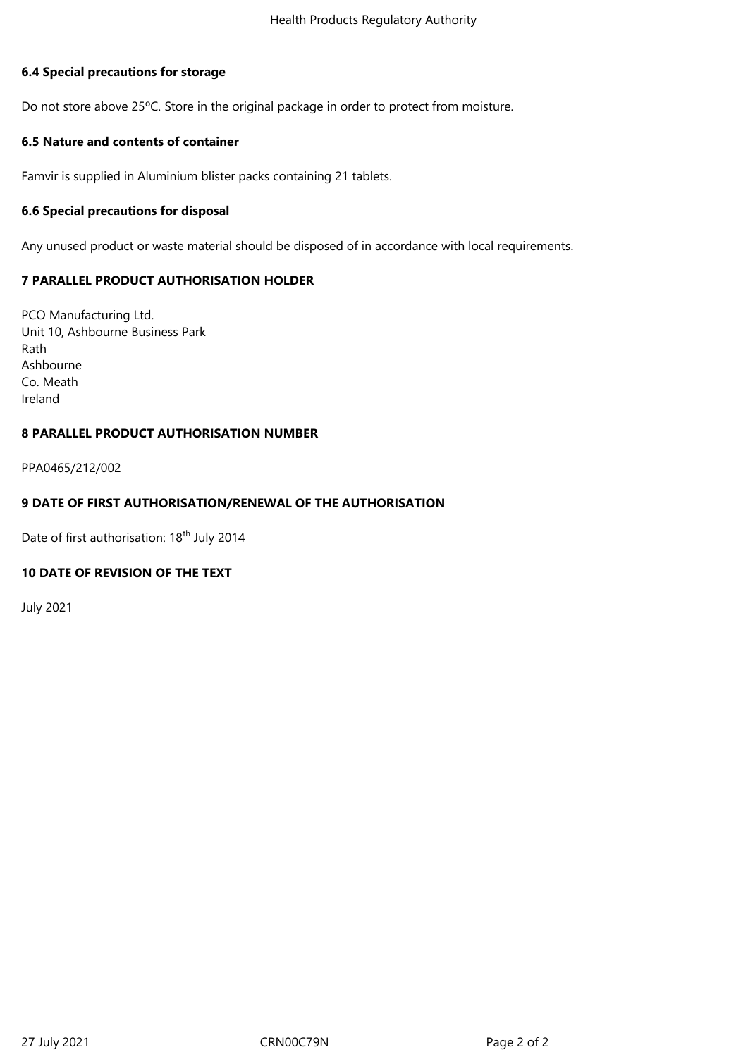### 6.4 Special precautions for storage

Do not store above 25ºC. Store in the original package in order to protect from moisture.

### 6.5 Nature and contents of container

Famvir is supplied in Aluminium blister packs containing 21 tablets.

### 6.6 Special precautions for disposal

Any unused product or waste material should be disposed of in accordance with local requirements.

## 7 PARALLEL PRODUCT AUTHORISATION HOLDER

PCO Manufacturing Ltd.
Unit 10, Ashbourne Business Park
Rath
Ashbourne
Co. Meath
Ireland

## 8 PARALLEL PRODUCT AUTHORISATION NUMBER

PPA0465/212/002

## 9 DATE OF FIRST AUTHORISATION/RENEWAL OF THE AUTHORISATION

Date of first authorisation: 18th July 2014

## 10 DATE OF REVISION OF THE TEXT

July 2021